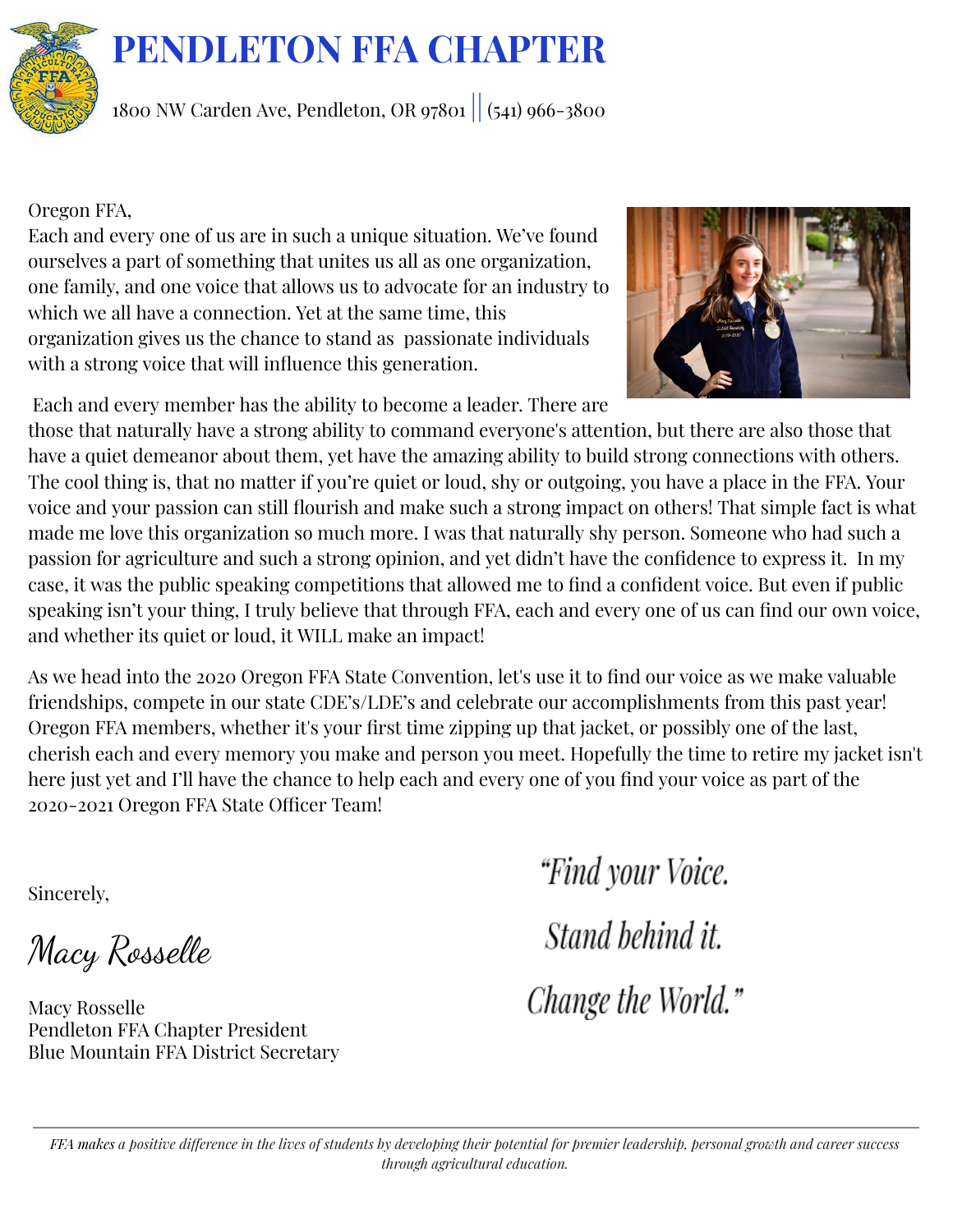# PENDLETON FFA CHAPTER

1800 NW Carden Ave, Pendleton, OR 97801 || (541) 966-3800

Oregon FFA,

Each and every one of us are in such a unique situation. We've found ourselves a part of something that unites us all as one organization, one family, and one voice that allows us to advocate for an industry to which we all have a connection. Yet at the same time, this organization gives us the chance to stand as passionate individuals with a strong voice that will influence this generation.

Each and every member has the ability to become a leader. There are those that naturally have a strong ability to command everyone's attention, but there are also those that have a quiet demeanor about them, yet have the amazing ability to build strong connections with others. The cool thing is, that no matter if you're quiet or loud, shy or outgoing, you have a place in the FFA. Your voice and your passion can still flourish and make such a strong impact on others! That simple fact is what made me love this organization so much more. I was that naturally shy person. Someone who had such a passion for agriculture and such a strong opinion, and yet didn't have the confidence to express it. In my case, it was the public speaking competitions that allowed me to find a confident voice. But even if public speaking isn't your thing, I truly believe that through FFA, each and every one of us can find our own voice, and whether its quiet or loud, it WILL make an impact!

As we head into the 2020 Oregon FFA State Convention, let's use it to find our voice as we make valuable friendships, compete in our state CDE's/LDE's and celebrate our accomplishments from this past year! Oregon FFA members, whether it's your first time zipping up that jacket, or possibly one of the last, cherish each and every memory you make and person you meet. Hopefully the time to retire my jacket isn't here just yet and I'll have the chance to help each and every one of you find your voice as part of the 2020-2021 Oregon FFA State Officer Team!

Sincerely,

*Macy Rosselle*

Macy Rosselle
Pendleton FFA Chapter President
Blue Mountain FFA District Secretary

*"Find your Voice.*
*Stand behind it.*
*Change the World."*

*FFA makes a positive difference in the lives of students by developing their potential for premier leadership, personal growth and career success through agricultural education.*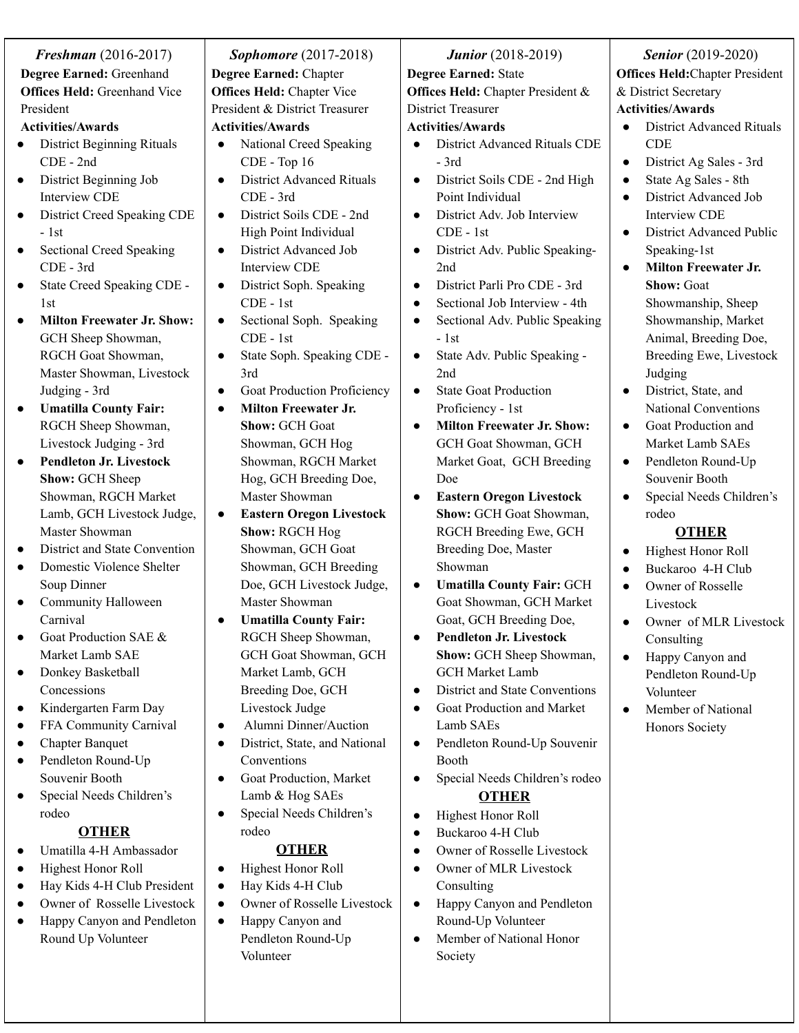***Freshman*** (2016-2017)

**Degree Earned:** Greenhand

**Offices Held:** Greenhand Vice President

**Activities/Awards**

- District Beginning Rituals CDE - 2nd
- District Beginning Job Interview CDE
- District Creed Speaking CDE - 1st
- Sectional Creed Speaking CDE - 3rd
- State Creed Speaking CDE - 1st
- **Milton Freewater Jr. Show:** GCH Sheep Showman, RGCH Goat Showman, Master Showman, Livestock Judging - 3rd
- **Umatilla County Fair:** RGCH Sheep Showman, Livestock Judging - 3rd
- **Pendleton Jr. Livestock Show:** GCH Sheep Showman, RGCH Market Lamb, GCH Livestock Judge, Master Showman
- District and State Convention
- Domestic Violence Shelter Soup Dinner
- Community Halloween Carnival
- Goat Production SAE & Market Lamb SAE
- Donkey Basketball Concessions
- Kindergarten Farm Day
- FFA Community Carnival
- Chapter Banquet
- Pendleton Round-Up Souvenir Booth
- Special Needs Children's rodeo

**OTHER**

- Umatilla 4-H Ambassador
- Highest Honor Roll
- Hay Kids 4-H Club President
- Owner of Rosselle Livestock
- Happy Canyon and Pendleton Round Up Volunteer

***Sophomore*** (2017-2018)

**Degree Earned:** Chapter

**Offices Held:** Chapter Vice President & District Treasurer

**Activities/Awards**

- National Creed Speaking CDE - Top 16
- District Advanced Rituals CDE - 3rd
- District Soils CDE - 2nd High Point Individual
- District Advanced Job Interview CDE
- District Soph. Speaking CDE - 1st
- Sectional Soph. Speaking CDE - 1st
- State Soph. Speaking CDE - 3rd
- Goat Production Proficiency
- **Milton Freewater Jr. Show:** GCH Goat Showman, GCH Hog Showman, RGCH Market Hog, GCH Breeding Doe, Master Showman
- **Eastern Oregon Livestock Show:** RGCH Hog Showman, GCH Goat Showman, GCH Breeding Doe, GCH Livestock Judge, Master Showman
- **Umatilla County Fair:** RGCH Sheep Showman, GCH Goat Showman, GCH Market Lamb, GCH Breeding Doe, GCH Livestock Judge
- Alumni Dinner/Auction
- District, State, and National Conventions
- Goat Production, Market Lamb & Hog SAEs
- Special Needs Children's rodeo

**OTHER**

- Highest Honor Roll
- Hay Kids 4-H Club
- Owner of Rosselle Livestock
- Happy Canyon and Pendleton Round-Up Volunteer

***Junior*** (2018-2019)

**Degree Earned:** State

**Offices Held:** Chapter President & District Treasurer

**Activities/Awards**

- District Advanced Rituals CDE - 3rd
- District Soils CDE - 2nd High Point Individual
- District Adv. Job Interview CDE - 1st
- District Adv. Public Speaking- 2nd
- District Parli Pro CDE - 3rd
- Sectional Job Interview - 4th
- Sectional Adv. Public Speaking - 1st
- State Adv. Public Speaking - 2nd
- State Goat Production Proficiency - 1st
- **Milton Freewater Jr. Show:** GCH Goat Showman, GCH Market Goat, GCH Breeding Doe
- **Eastern Oregon Livestock Show:** GCH Goat Showman, RGCH Breeding Ewe, GCH Breeding Doe, Master Showman
- **Umatilla County Fair:** GCH Goat Showman, GCH Market Goat, GCH Breeding Doe,
- **Pendleton Jr. Livestock Show:** GCH Sheep Showman, GCH Market Lamb
- District and State Conventions
- Goat Production and Market Lamb SAEs
- Pendleton Round-Up Souvenir Booth
- Special Needs Children's rodeo

**OTHER**

- Highest Honor Roll
- Buckaroo 4-H Club
- Owner of Rosselle Livestock
- Owner of MLR Livestock Consulting
- Happy Canyon and Pendleton Round-Up Volunteer
- Member of National Honor Society

***Senior*** (2019-2020)

**Offices Held:** Chapter President & District Secretary

**Activities/Awards**

- District Advanced Rituals CDE
- District Ag Sales - 3rd
- State Ag Sales - 8th
- District Advanced Job Interview CDE
- District Advanced Public Speaking-1st
- **Milton Freewater Jr. Show:** Goat Showmanship, Sheep Showmanship, Market Animal, Breeding Doe, Breeding Ewe, Livestock Judging
- District, State, and National Conventions
- Goat Production and Market Lamb SAEs
- Pendleton Round-Up Souvenir Booth
- Special Needs Children's rodeo

**OTHER**

- Highest Honor Roll
- Buckaroo 4-H Club
- Owner of Rosselle Livestock
- Owner of MLR Livestock Consulting
- Happy Canyon and Pendleton Round-Up Volunteer
- Member of National Honors Society